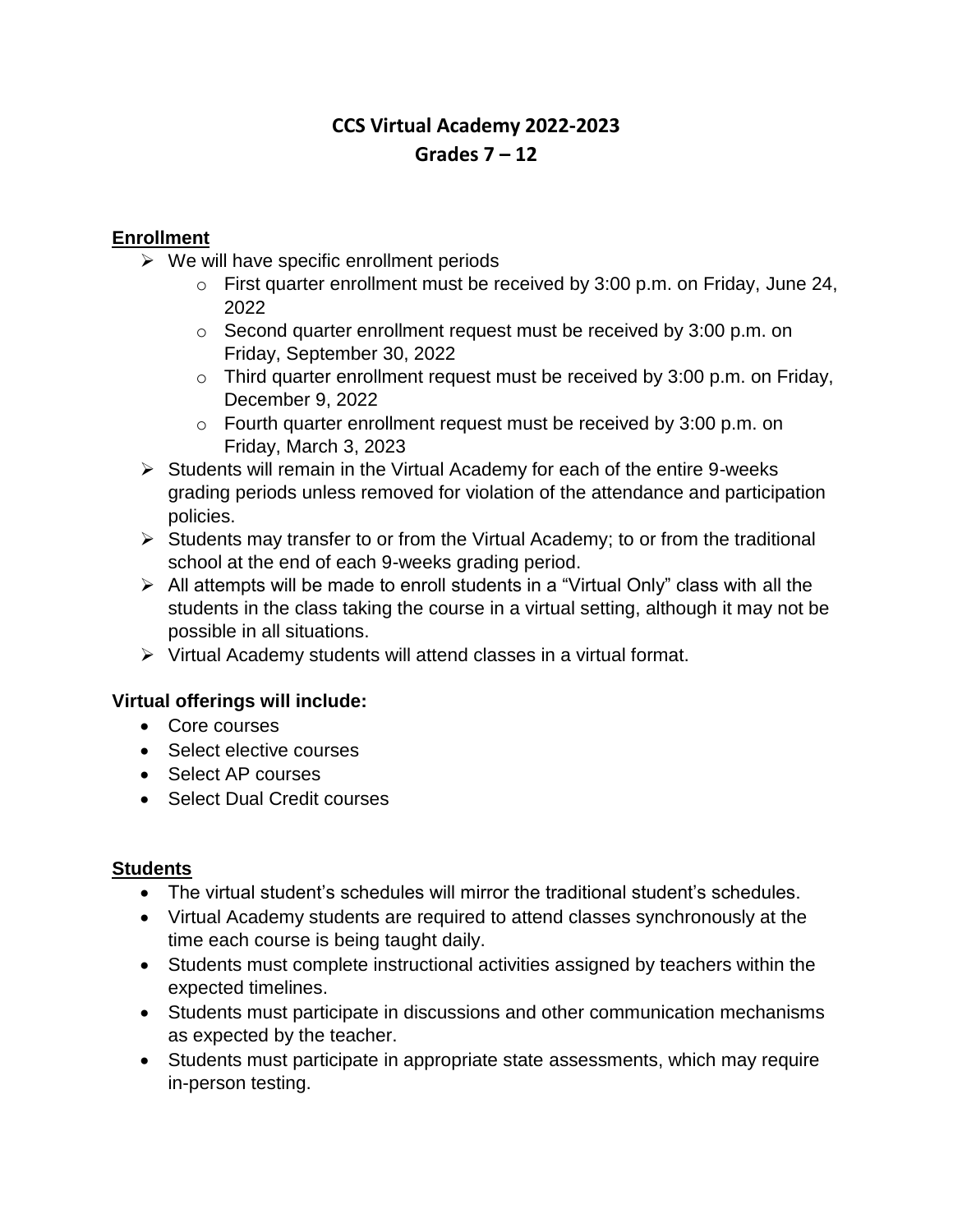# CCS Virtual Academy 2022-2023
## Grades 7 – 12

**Enrollment**

- We will have specific enrollment periods
  - First quarter enrollment must be received by 3:00 p.m. on Friday, June 24, 2022
  - Second quarter enrollment request must be received by 3:00 p.m. on Friday, September 30, 2022
  - Third quarter enrollment request must be received by 3:00 p.m. on Friday, December 9, 2022
  - Fourth quarter enrollment request must be received by 3:00 p.m. on Friday, March 3, 2023
- Students will remain in the Virtual Academy for each of the entire 9-weeks grading periods unless removed for violation of the attendance and participation policies.
- Students may transfer to or from the Virtual Academy; to or from the traditional school at the end of each 9-weeks grading period.
- All attempts will be made to enroll students in a "Virtual Only" class with all the students in the class taking the course in a virtual setting, although it may not be possible in all situations.
- Virtual Academy students will attend classes in a virtual format.

**Virtual offerings will include:**

- Core courses
- Select elective courses
- Select AP courses
- Select Dual Credit courses

**Students**

- The virtual student's schedules will mirror the traditional student's schedules.
- Virtual Academy students are required to attend classes synchronously at the time each course is being taught daily.
- Students must complete instructional activities assigned by teachers within the expected timelines.
- Students must participate in discussions and other communication mechanisms as expected by the teacher.
- Students must participate in appropriate state assessments, which may require in-person testing.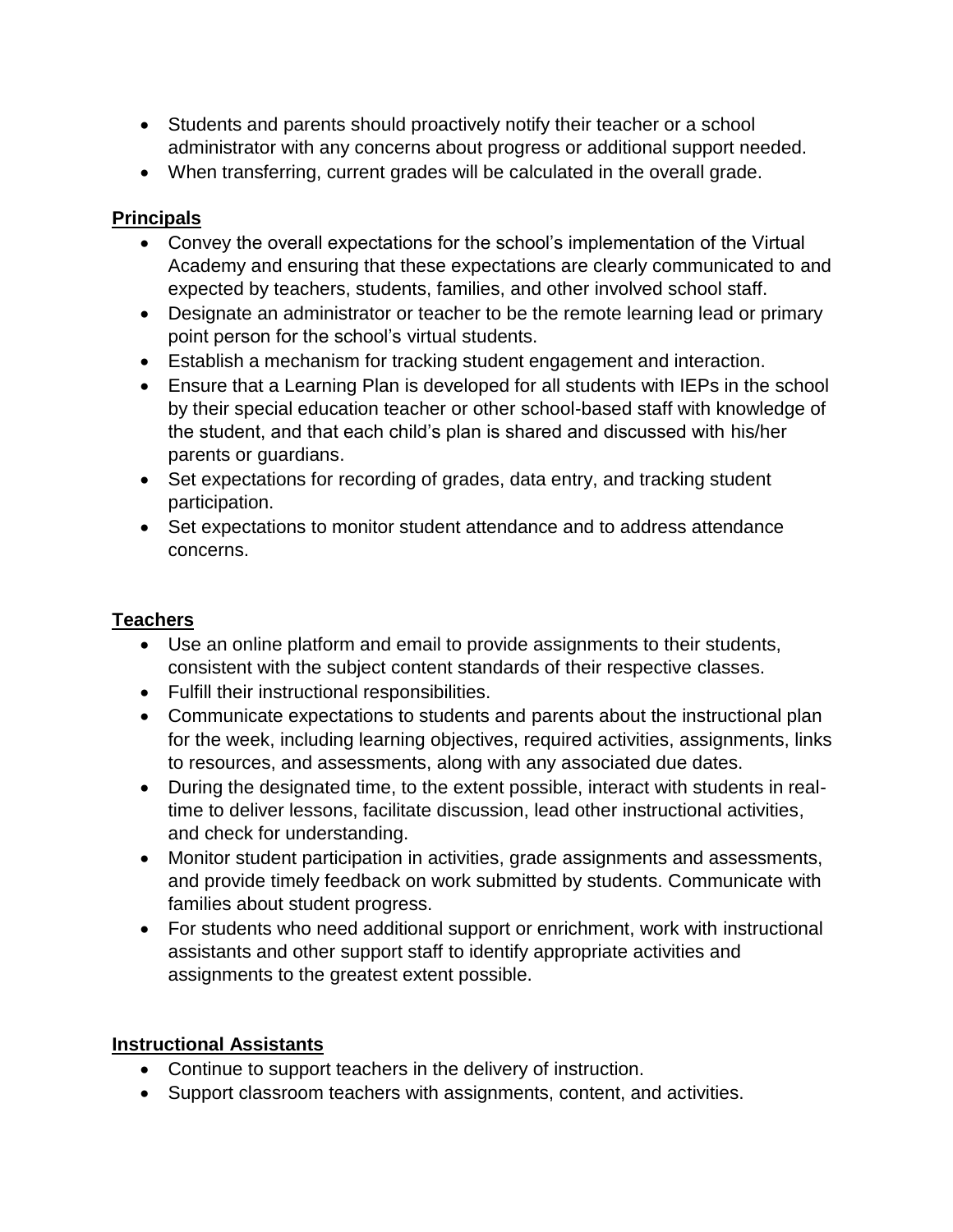- Students and parents should proactively notify their teacher or a school administrator with any concerns about progress or additional support needed.
- When transferring, current grades will be calculated in the overall grade.

**Principals**

- Convey the overall expectations for the school's implementation of the Virtual Academy and ensuring that these expectations are clearly communicated to and expected by teachers, students, families, and other involved school staff.
- Designate an administrator or teacher to be the remote learning lead or primary point person for the school's virtual students.
- Establish a mechanism for tracking student engagement and interaction.
- Ensure that a Learning Plan is developed for all students with IEPs in the school by their special education teacher or other school-based staff with knowledge of the student, and that each child's plan is shared and discussed with his/her parents or guardians.
- Set expectations for recording of grades, data entry, and tracking student participation.
- Set expectations to monitor student attendance and to address attendance concerns.

**Teachers**

- Use an online platform and email to provide assignments to their students, consistent with the subject content standards of their respective classes.
- Fulfill their instructional responsibilities.
- Communicate expectations to students and parents about the instructional plan for the week, including learning objectives, required activities, assignments, links to resources, and assessments, along with any associated due dates.
- During the designated time, to the extent possible, interact with students in real-time to deliver lessons, facilitate discussion, lead other instructional activities, and check for understanding.
- Monitor student participation in activities, grade assignments and assessments, and provide timely feedback on work submitted by students. Communicate with families about student progress.
- For students who need additional support or enrichment, work with instructional assistants and other support staff to identify appropriate activities and assignments to the greatest extent possible.

**Instructional Assistants**

- Continue to support teachers in the delivery of instruction.
- Support classroom teachers with assignments, content, and activities.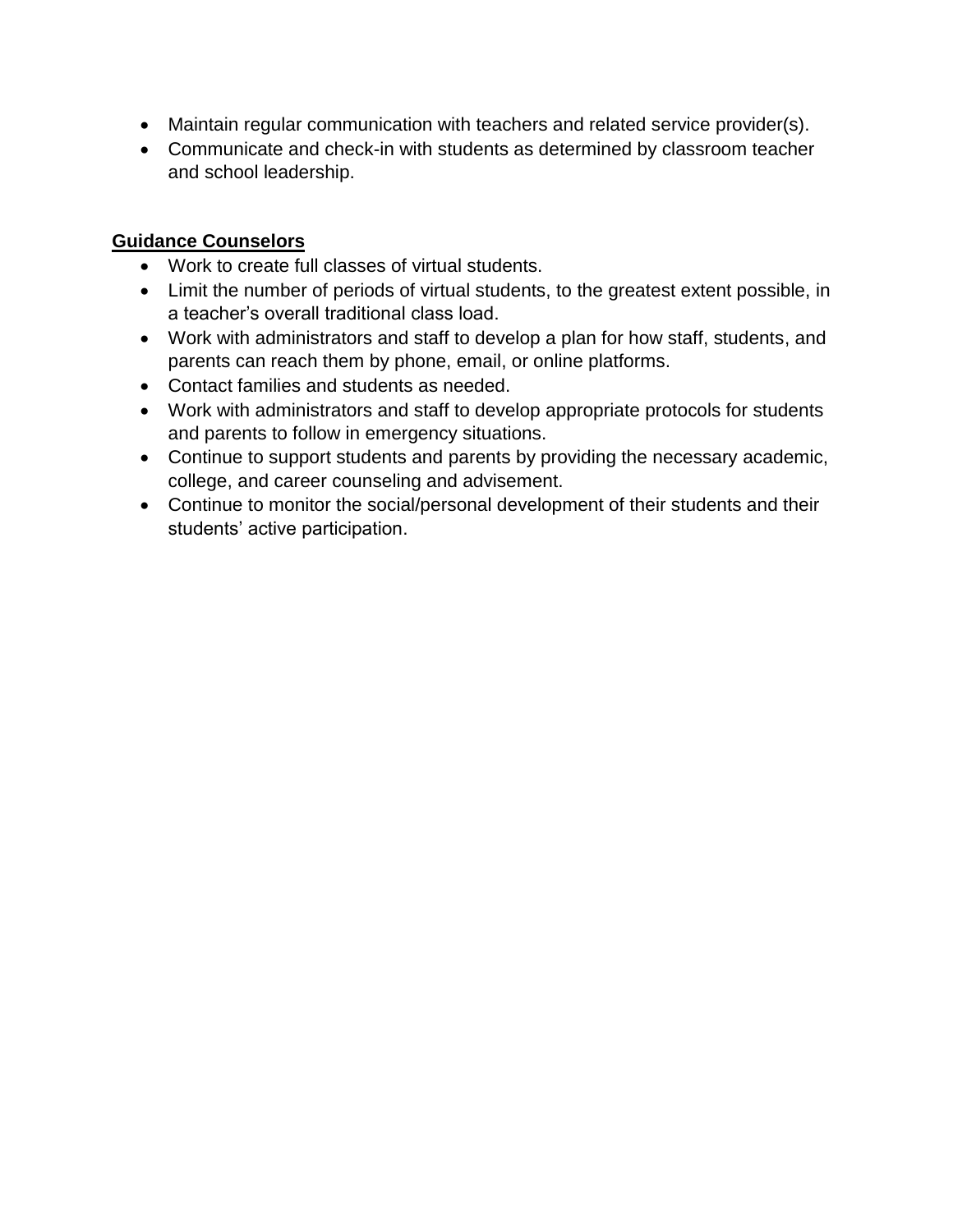- Maintain regular communication with teachers and related service provider(s).
- Communicate and check-in with students as determined by classroom teacher and school leadership.

**Guidance Counselors**

- Work to create full classes of virtual students.
- Limit the number of periods of virtual students, to the greatest extent possible, in a teacher's overall traditional class load.
- Work with administrators and staff to develop a plan for how staff, students, and parents can reach them by phone, email, or online platforms.
- Contact families and students as needed.
- Work with administrators and staff to develop appropriate protocols for students and parents to follow in emergency situations.
- Continue to support students and parents by providing the necessary academic, college, and career counseling and advisement.
- Continue to monitor the social/personal development of their students and their students' active participation.